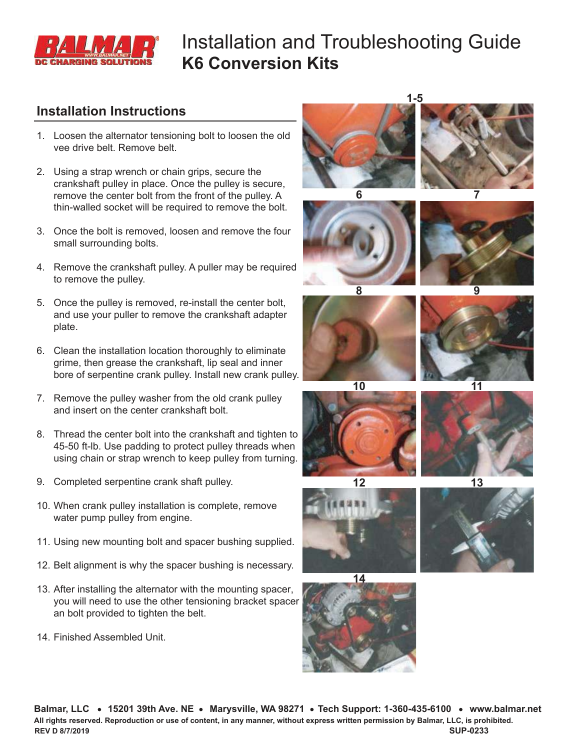# Installation and Troubleshooting Guide
## K6 Conversion Kits

## Installation Instructions

1. Loosen the alternator tensioning bolt to loosen the old vee drive belt. Remove belt.

2. Using a strap wrench or chain grips, secure the crankshaft pulley in place. Once the pulley is secure, remove the center bolt from the front of the pulley. A thin-walled socket will be required to remove the bolt.

3. Once the bolt is removed, loosen and remove the four small surrounding bolts.

4. Remove the crankshaft pulley. A puller may be required to remove the pulley.

5. Once the pulley is removed, re-install the center bolt, and use your puller to remove the crankshaft adapter plate.

6. Clean the installation location thoroughly to eliminate grime, then grease the crankshaft, lip seal and inner bore of serpentine crank pulley. Install new crank pulley.

7. Remove the pulley washer from the old crank pulley and insert on the center crankshaft bolt.

8. Thread the center bolt into the crankshaft and tighten to 45-50 ft-lb. Use padding to protect pulley threads when using chain or strap wrench to keep pulley from turning.

9. Completed serpentine crank shaft pulley.

10. When crank pulley installation is complete, remove water pump pulley from engine.

11. Using new mounting bolt and spacer bushing supplied.

12. Belt alignment is why the spacer bushing is necessary.

13. After installing the alternator with the mounting spacer, you will need to use the other tensioning bracket spacer an bolt provided to tighten the belt.

14. Finished Assembled Unit.

1-5

6

7

8

9

10

11

12

13

14

**Balmar, LLC • 15201 39th Ave. NE • Marysville, WA 98271 • Tech Support: 1-360-435-6100 • www.balmar.net**

**All rights reserved. Reproduction or use of content, in any manner, without express written permission by Balmar, LLC, is prohibited.**

**REV D 8/7/2019** **SUP-0233**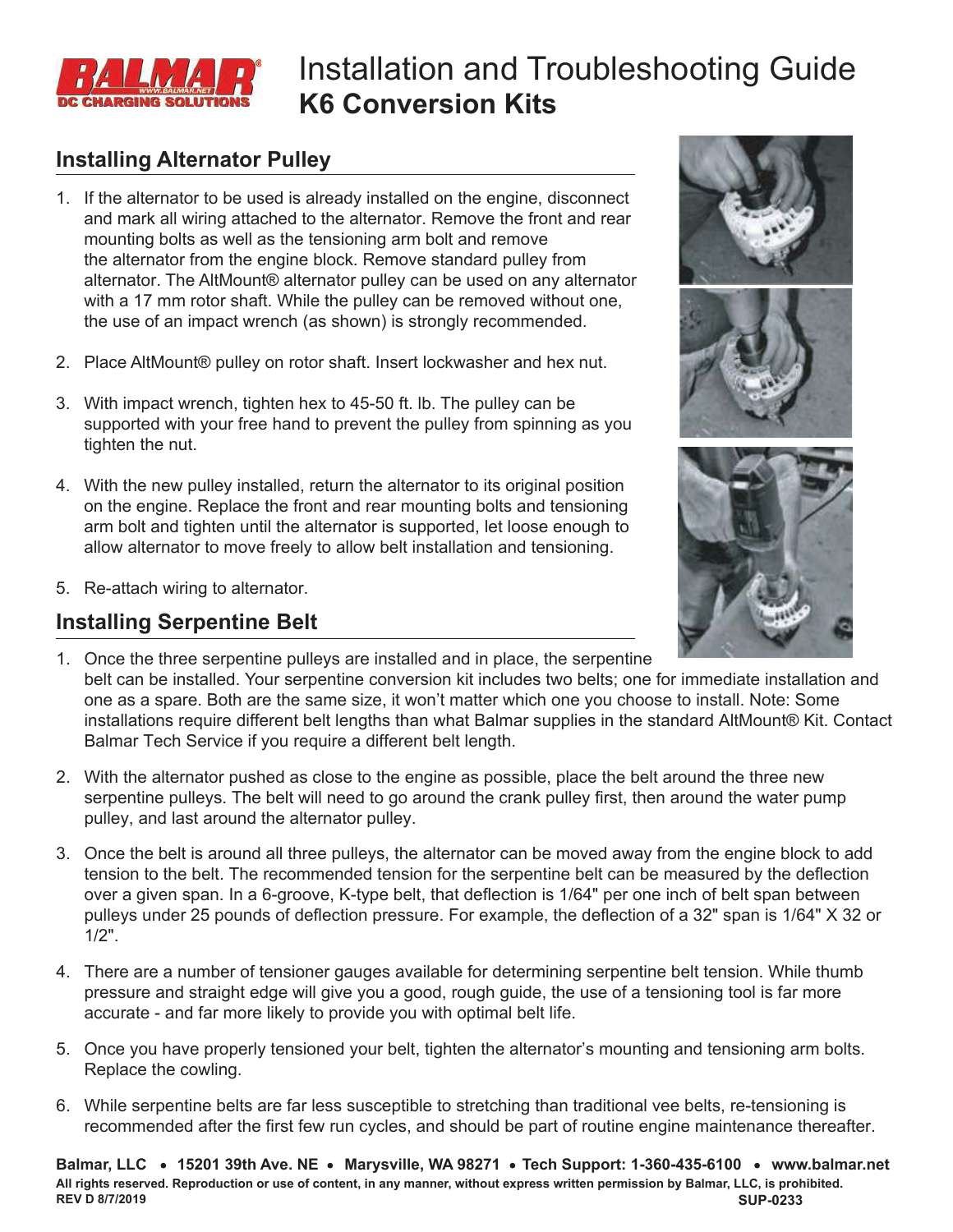# Installation and Troubleshooting Guide
## K6 Conversion Kits

### Installing Alternator Pulley

1. If the alternator to be used is already installed on the engine, disconnect and mark all wiring attached to the alternator. Remove the front and rear mounting bolts as well as the tensioning arm bolt and remove the alternator from the engine block. Remove standard pulley from alternator. The AltMount® alternator pulley can be used on any alternator with a 17 mm rotor shaft. While the pulley can be removed without one, the use of an impact wrench (as shown) is strongly recommended.

2. Place AltMount® pulley on rotor shaft. Insert lockwasher and hex nut.

3. With impact wrench, tighten hex to 45-50 ft. lb. The pulley can be supported with your free hand to prevent the pulley from spinning as you tighten the nut.

4. With the new pulley installed, return the alternator to its original position on the engine. Replace the front and rear mounting bolts and tensioning arm bolt and tighten until the alternator is supported, let loose enough to allow alternator to move freely to allow belt installation and tensioning.

5. Re-attach wiring to alternator.

### Installing Serpentine Belt

1. Once the three serpentine pulleys are installed and in place, the serpentine belt can be installed. Your serpentine conversion kit includes two belts; one for immediate installation and one as a spare. Both are the same size, it won't matter which one you choose to install. Note: Some installations require different belt lengths than what Balmar supplies in the standard AltMount® Kit. Contact Balmar Tech Service if you require a different belt length.

2. With the alternator pushed as close to the engine as possible, place the belt around the three new serpentine pulleys. The belt will need to go around the crank pulley first, then around the water pump pulley, and last around the alternator pulley.

3. Once the belt is around all three pulleys, the alternator can be moved away from the engine block to add tension to the belt. The recommended tension for the serpentine belt can be measured by the deflection over a given span. In a 6-groove, K-type belt, that deflection is 1/64" per one inch of belt span between pulleys under 25 pounds of deflection pressure. For example, the deflection of a 32" span is 1/64" X 32 or 1/2".

4. There are a number of tensioner gauges available for determining serpentine belt tension. While thumb pressure and straight edge will give you a good, rough guide, the use of a tensioning tool is far more accurate - and far more likely to provide you with optimal belt life.

5. Once you have properly tensioned your belt, tighten the alternator's mounting and tensioning arm bolts. Replace the cowling.

6. While serpentine belts are far less susceptible to stretching than traditional vee belts, re-tensioning is recommended after the first few run cycles, and should be part of routine engine maintenance thereafter.

**Balmar, LLC • 15201 39th Ave. NE • Marysville, WA 98271 • Tech Support: 1-360-435-6100 • www.balmar.net**

**All rights reserved. Reproduction or use of content, in any manner, without express written permission by Balmar, LLC, is prohibited.**

**REV D 8/7/2019** **SUP-0233**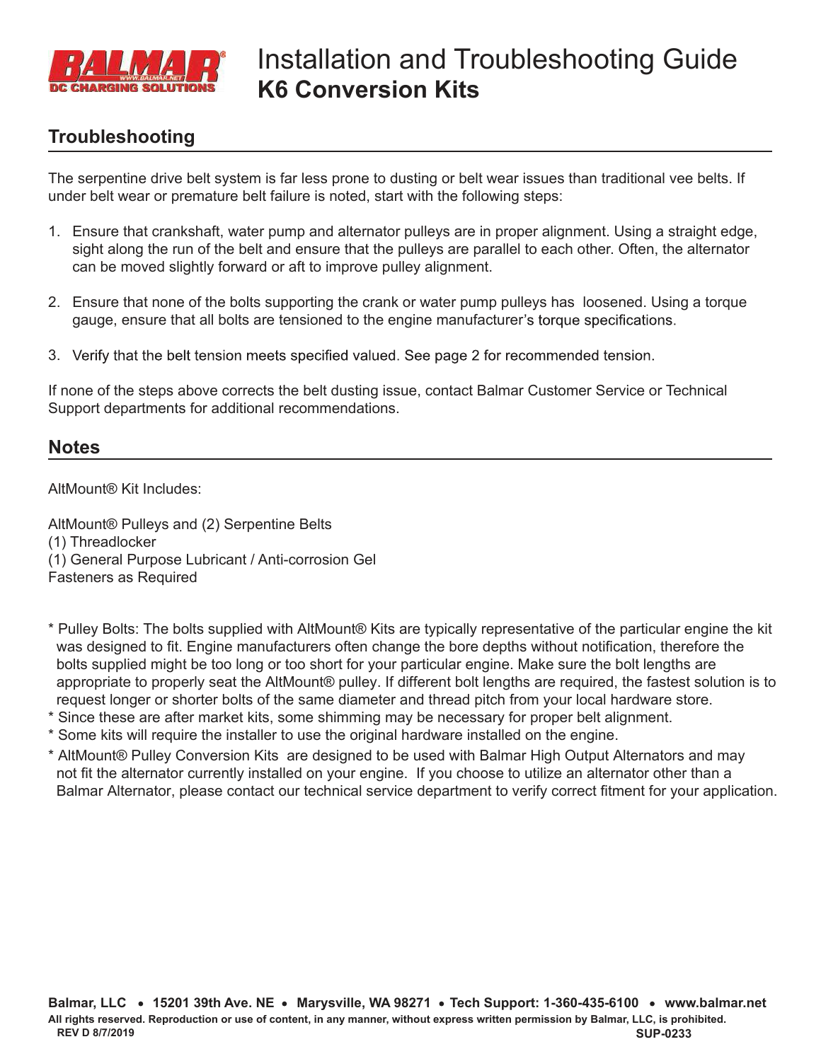## Troubleshooting

The serpentine drive belt system is far less prone to dusting or belt wear issues than traditional vee belts. If under belt wear or premature belt failure is noted, start with the following steps:

1. Ensure that crankshaft, water pump and alternator pulleys are in proper alignment. Using a straight edge, sight along the run of the belt and ensure that the pulleys are parallel to each other. Often, the alternator can be moved slightly forward or aft to improve pulley alignment.

2. Ensure that none of the bolts supporting the crank or water pump pulleys has loosened. Using a torque gauge, ensure that all bolts are tensioned to the engine manufacturer's torque specifications.

3. Verify that the belt tension meets specified valued. See page 2 for recommended tension.

If none of the steps above corrects the belt dusting issue, contact Balmar Customer Service or Technical Support departments for additional recommendations.

## Notes

AltMount® Kit Includes:

AltMount® Pulleys and (2) Serpentine Belts
(1) Threadlocker
(1) General Purpose Lubricant / Anti-corrosion Gel
Fasteners as Required

* Pulley Bolts: The bolts supplied with AltMount® Kits are typically representative of the particular engine the kit was designed to fit. Engine manufacturers often change the bore depths without notification, therefore the bolts supplied might be too long or too short for your particular engine. Make sure the bolt lengths are appropriate to properly seat the AltMount® pulley. If different bolt lengths are required, the fastest solution is to request longer or shorter bolts of the same diameter and thread pitch from your local hardware store.
* Since these are after market kits, some shimming may be necessary for proper belt alignment.
* Some kits will require the installer to use the original hardware installed on the engine.
* AltMount® Pulley Conversion Kits are designed to be used with Balmar High Output Alternators and may not fit the alternator currently installed on your engine. If you choose to utilize an alternator other than a Balmar Alternator, please contact our technical service department to verify correct fitment for your application.